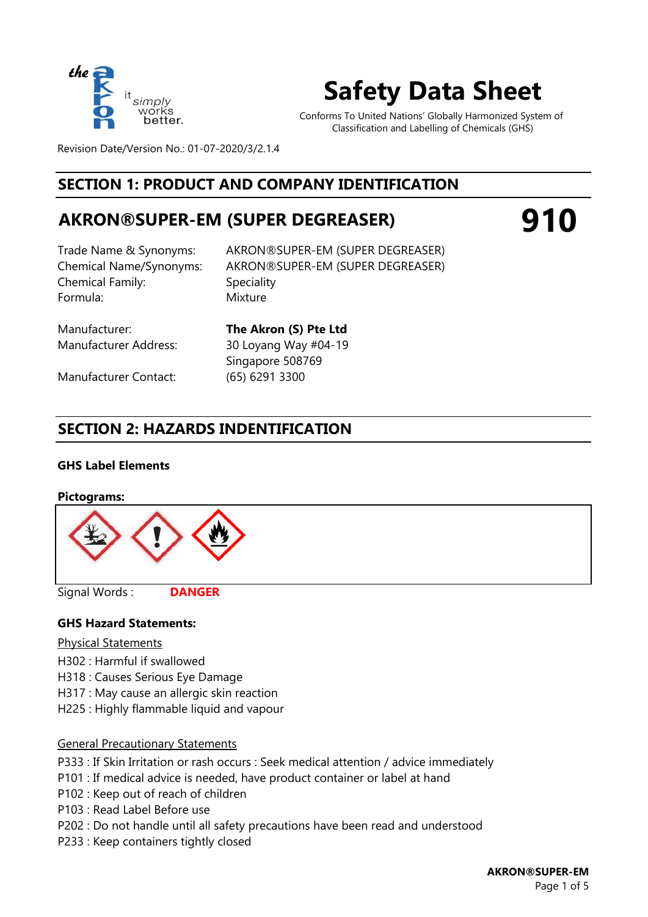the akron it simply works better.

# Safety Data Sheet

Conforms To United Nations' Globally Harmonized System of Classification and Labelling of Chemicals (GHS)

Revision Date/Version No.: 01-07-2020/3/2.1.4

## SECTION 1: PRODUCT AND COMPANY IDENTIFICATION

## AKRON®SUPER-EM (SUPER DEGREASER) 910

| | |
|---|---|
| Trade Name & Synonyms: | AKRON®SUPER-EM (SUPER DEGREASER) |
| Chemical Name/Synonyms: | AKRON®SUPER-EM (SUPER DEGREASER) |
| Chemical Family: | Speciality |
| Formula: | Mixture |

| | |
|---|---|
| Manufacturer: | **The Akron (S) Pte Ltd** |
| Manufacturer Address: | 30 Loyang Way #04-19<br>Singapore 508769 |
| Manufacturer Contact: | (65) 6291 3300 |

## SECTION 2: HAZARDS INDENTIFICATION

**GHS Label Elements**

**Pictograms:**

Signal Words : **DANGER**

**GHS Hazard Statements:**

Physical Statements

H302 : Harmful if swallowed
H318 : Causes Serious Eye Damage
H317 : May cause an allergic skin reaction
H225 : Highly flammable liquid and vapour

General Precautionary Statements

P333 : If Skin Irritation or rash occurs : Seek medical attention / advice immediately
P101 : If medical advice is needed, have product container or label at hand
P102 : Keep out of reach of children
P103 : Read Label Before use
P202 : Do not handle until all safety precautions have been read and understood
P233 : Keep containers tightly closed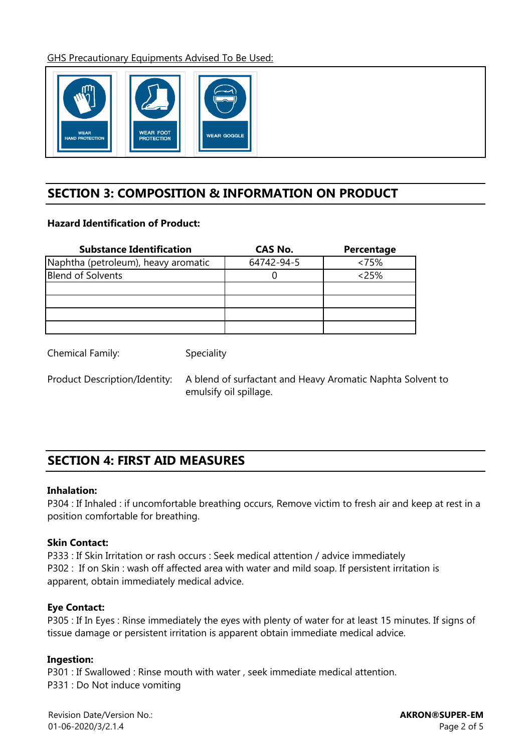GHS Precautionary Equipments Advised To Be Used:

WEAR HAND PROTECTION

WEAR FOOT PROTECTION

WEAR GOGGLE

## SECTION 3: COMPOSITION & INFORMATION ON PRODUCT

**Hazard Identification of Product:**

| Substance Identification | CAS No. | Percentage |
|---|---|---|
| Naphtha (petroleum), heavy aromatic | 64742-94-5 | <75% |
| Blend of Solvents | 0 | <25% |
| | | |
| | | |
| | | |
| | | |

Chemical Family: Speciality

Product Description/Identity: A blend of surfactant and Heavy Aromatic Naphta Solvent to emulsify oil spillage.

## SECTION 4: FIRST AID MEASURES

**Inhalation:**

P304 : If Inhaled : if uncomfortable breathing occurs, Remove victim to fresh air and keep at rest in a position comfortable for breathing.

**Skin Contact:**

P333 : If Skin Irritation or rash occurs : Seek medical attention / advice immediately

P302 : If on Skin : wash off affected area with water and mild soap. If persistent irritation is apparent, obtain immediately medical advice.

**Eye Contact:**

P305 : If In Eyes : Rinse immediately the eyes with plenty of water for at least 15 minutes. If signs of tissue damage or persistent irritation is apparent obtain immediate medical advice.

**Ingestion:**

P301 : If Swallowed : Rinse mouth with water , seek immediate medical attention.

P331 : Do Not induce vomiting

Revision Date/Version No.:
01-06-2020/3/2.1.4

**AKRON®SUPER-EM**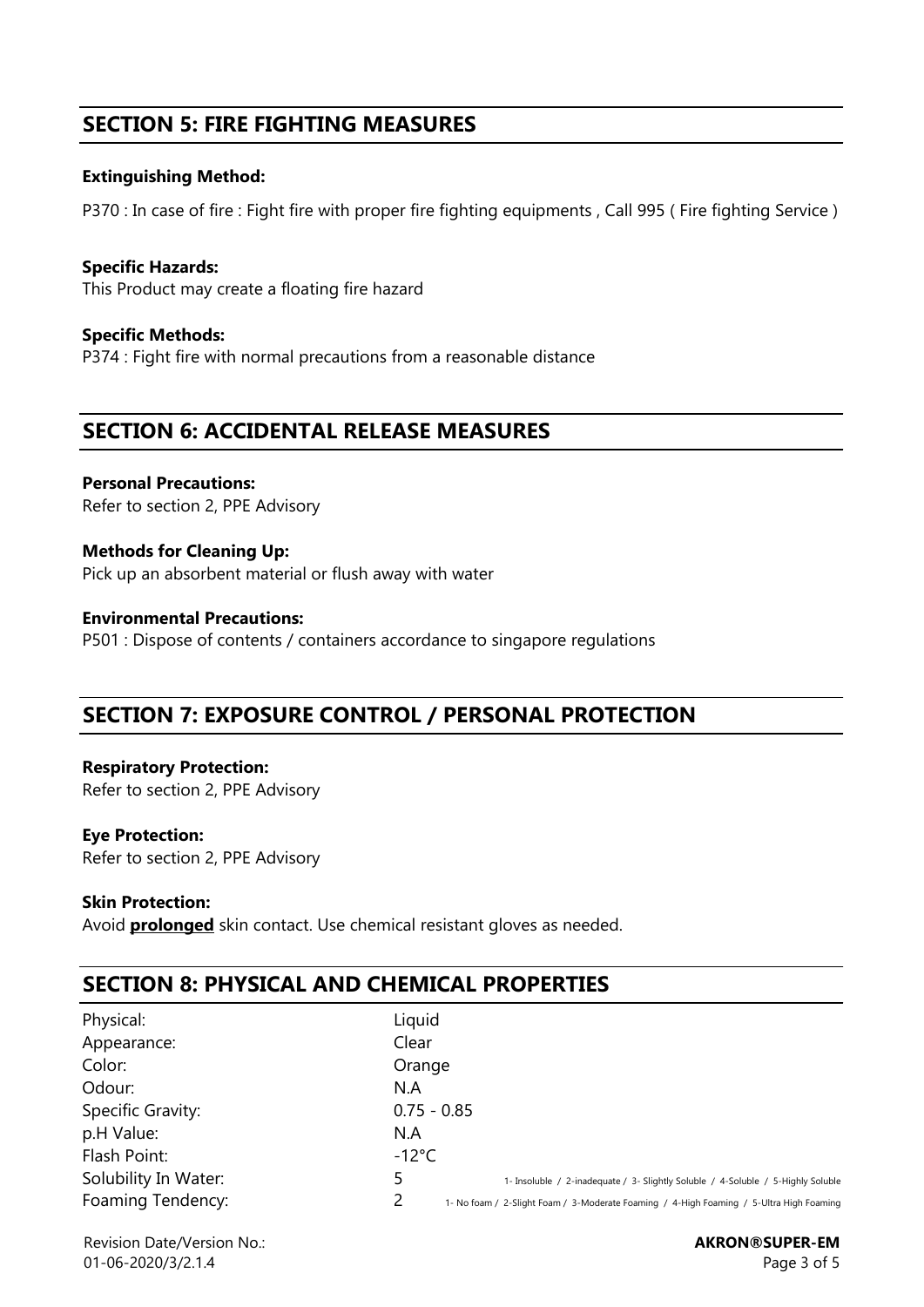## SECTION 5: FIRE FIGHTING MEASURES

**Extinguishing Method:**

P370 : In case of fire : Fight fire with proper fire fighting equipments , Call 995 ( Fire fighting Service )

**Specific Hazards:**
This Product may create a floating fire hazard

**Specific Methods:**
P374 : Fight fire with normal precautions from a reasonable distance

## SECTION 6: ACCIDENTAL RELEASE MEASURES

**Personal Precautions:**
Refer to section 2, PPE Advisory

**Methods for Cleaning Up:**
Pick up an absorbent material or flush away with water

**Environmental Precautions:**
P501 : Dispose of contents / containers accordance to singapore regulations

## SECTION 7: EXPOSURE CONTROL / PERSONAL PROTECTION

**Respiratory Protection:**
Refer to section 2, PPE Advisory

**Eye Protection:**
Refer to section 2, PPE Advisory

**Skin Protection:**
Avoid **prolonged** skin contact. Use chemical resistant gloves as needed.

## SECTION 8: PHYSICAL AND CHEMICAL PROPERTIES

| | | |
|---|---|---|
| Physical: | Liquid | |
| Appearance: | Clear | |
| Color: | Orange | |
| Odour: | N.A | |
| Specific Gravity: | 0.75 - 0.85 | |
| p.H Value: | N.A | |
| Flash Point: | -12°C | |
| Solubility In Water: | 5 | 1- Insoluble / 2-inadequate / 3- Slightly Soluble / 4-Soluble / 5-Highly Soluble |
| Foaming Tendency: | 2 | 1- No foam / 2-Slight Foam / 3-Moderate Foaming / 4-High Foaming / 5-Ultra High Foaming |

Revision Date/Version No.:
01-06-2020/3/2.1.4

**AKRON®SUPER-EM**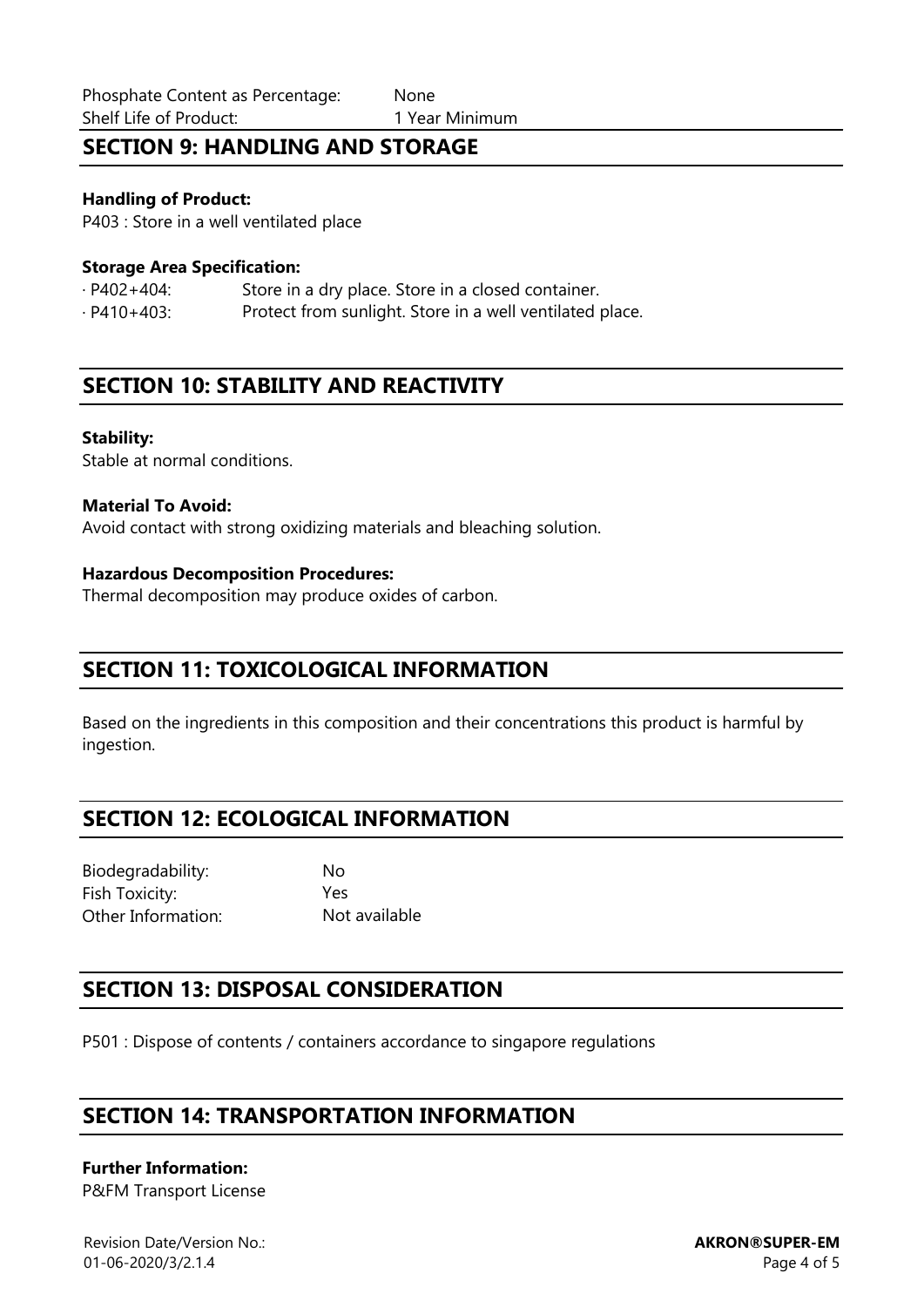| | |
|---|---|
| Phosphate Content as Percentage: | None |
| Shelf Life of Product: | 1 Year Minimum |

## SECTION 9: HANDLING AND STORAGE

**Handling of Product:**

P403 : Store in a well ventilated place

**Storage Area Specification:**

| | |
|---|---|
| · P402+404: | Store in a dry place. Store in a closed container. |
| · P410+403: | Protect from sunlight. Store in a well ventilated place. |

## SECTION 10: STABILITY AND REACTIVITY

**Stability:**

Stable at normal conditions.

**Material To Avoid:**

Avoid contact with strong oxidizing materials and bleaching solution.

**Hazardous Decomposition Procedures:**

Thermal decomposition may produce oxides of carbon.

## SECTION 11: TOXICOLOGICAL INFORMATION

Based on the ingredients in this composition and their concentrations this product is harmful by ingestion.

## SECTION 12: ECOLOGICAL INFORMATION

| | |
|---|---|
| Biodegradability: | No |
| Fish Toxicity: | Yes |
| Other Information: | Not available |

## SECTION 13: DISPOSAL CONSIDERATION

P501 : Dispose of contents / containers accordance to singapore regulations

## SECTION 14: TRANSPORTATION INFORMATION

**Further Information:**

P&FM Transport License

Revision Date/Version No.:
01-06-2020/3/2.1.4

**AKRON®SUPER-EM**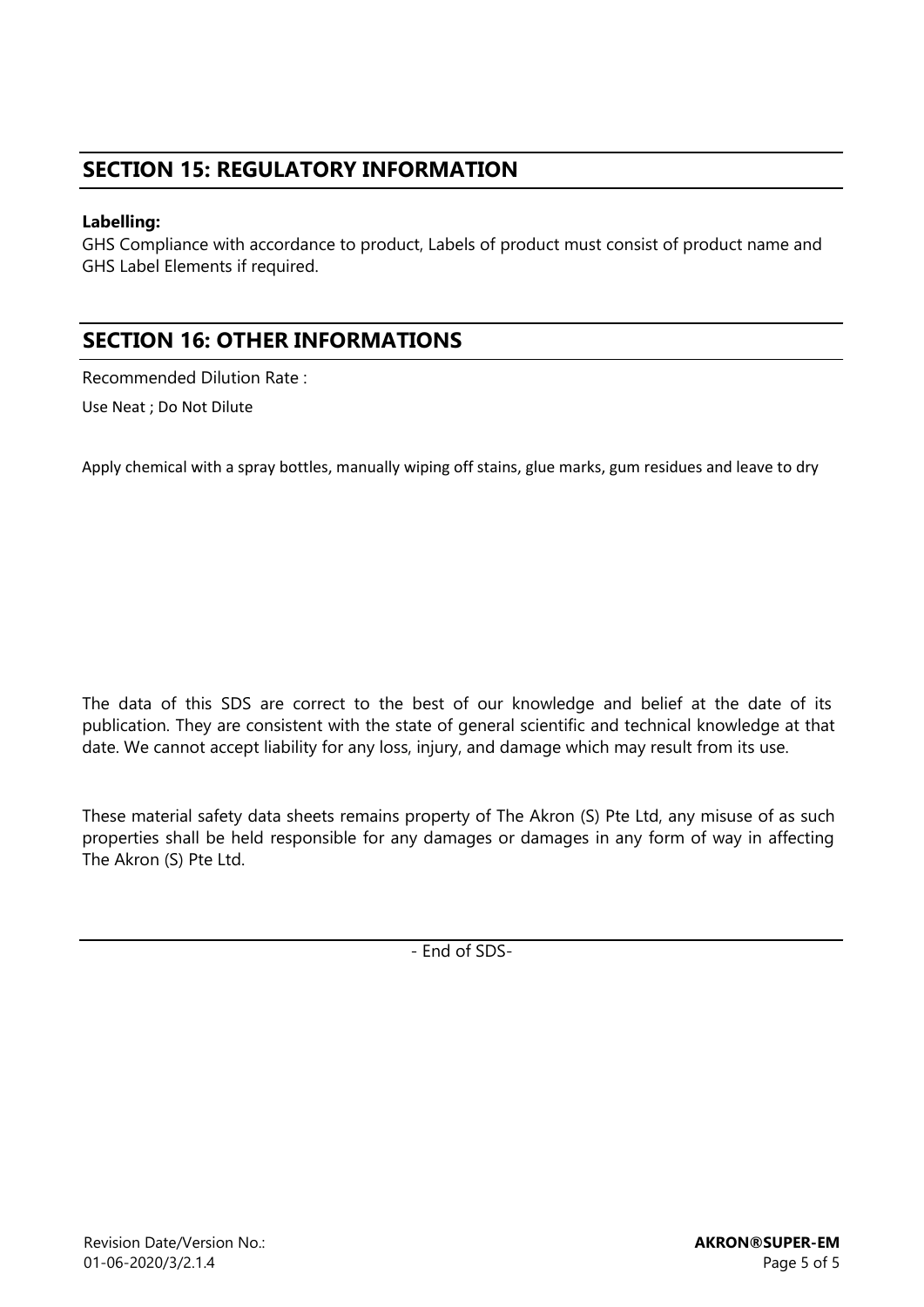## SECTION 15: REGULATORY INFORMATION

**Labelling:**

GHS Compliance with accordance to product, Labels of product must consist of product name and GHS Label Elements if required.

## SECTION 16: OTHER INFORMATIONS

Recommended Dilution Rate :

Use Neat ; Do Not Dilute

Apply chemical with a spray bottles, manually wiping off stains, glue marks, gum residues and leave to dry

The data of this SDS are correct to the best of our knowledge and belief at the date of its publication. They are consistent with the state of general scientific and technical knowledge at that date. We cannot accept liability for any loss, injury, and damage which may result from its use.

These material safety data sheets remains property of The Akron (S) Pte Ltd, any misuse of as such properties shall be held responsible for any damages or damages in any form of way in affecting The Akron (S) Pte Ltd.

- End of SDS-